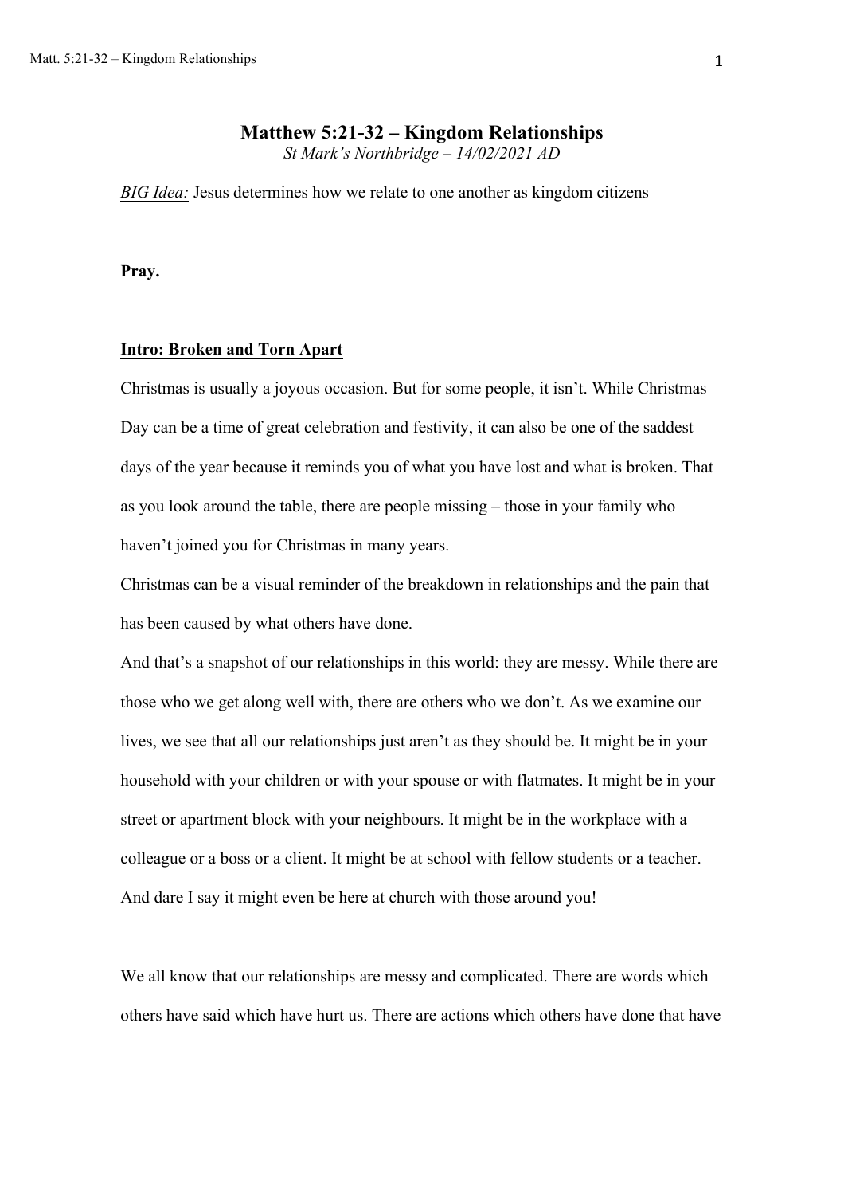# Matthew 5:21-32 – Kingdom Relationships

*St Mark's Northbridge – 14/02/2021 AD*

*BIG Idea:* Jesus determines how we relate to one another as kingdom citizens

**Pray.**

## Intro: Broken and Torn Apart

Christmas is usually a joyous occasion. But for some people, it isn't. While Christmas Day can be a time of great celebration and festivity, it can also be one of the saddest days of the year because it reminds you of what you have lost and what is broken. That as you look around the table, there are people missing – those in your family who haven't joined you for Christmas in many years.

Christmas can be a visual reminder of the breakdown in relationships and the pain that has been caused by what others have done.

And that's a snapshot of our relationships in this world: they are messy. While there are those who we get along well with, there are others who we don't. As we examine our lives, we see that all our relationships just aren't as they should be. It might be in your household with your children or with your spouse or with flatmates. It might be in your street or apartment block with your neighbours. It might be in the workplace with a colleague or a boss or a client. It might be at school with fellow students or a teacher. And dare I say it might even be here at church with those around you!

We all know that our relationships are messy and complicated. There are words which others have said which have hurt us. There are actions which others have done that have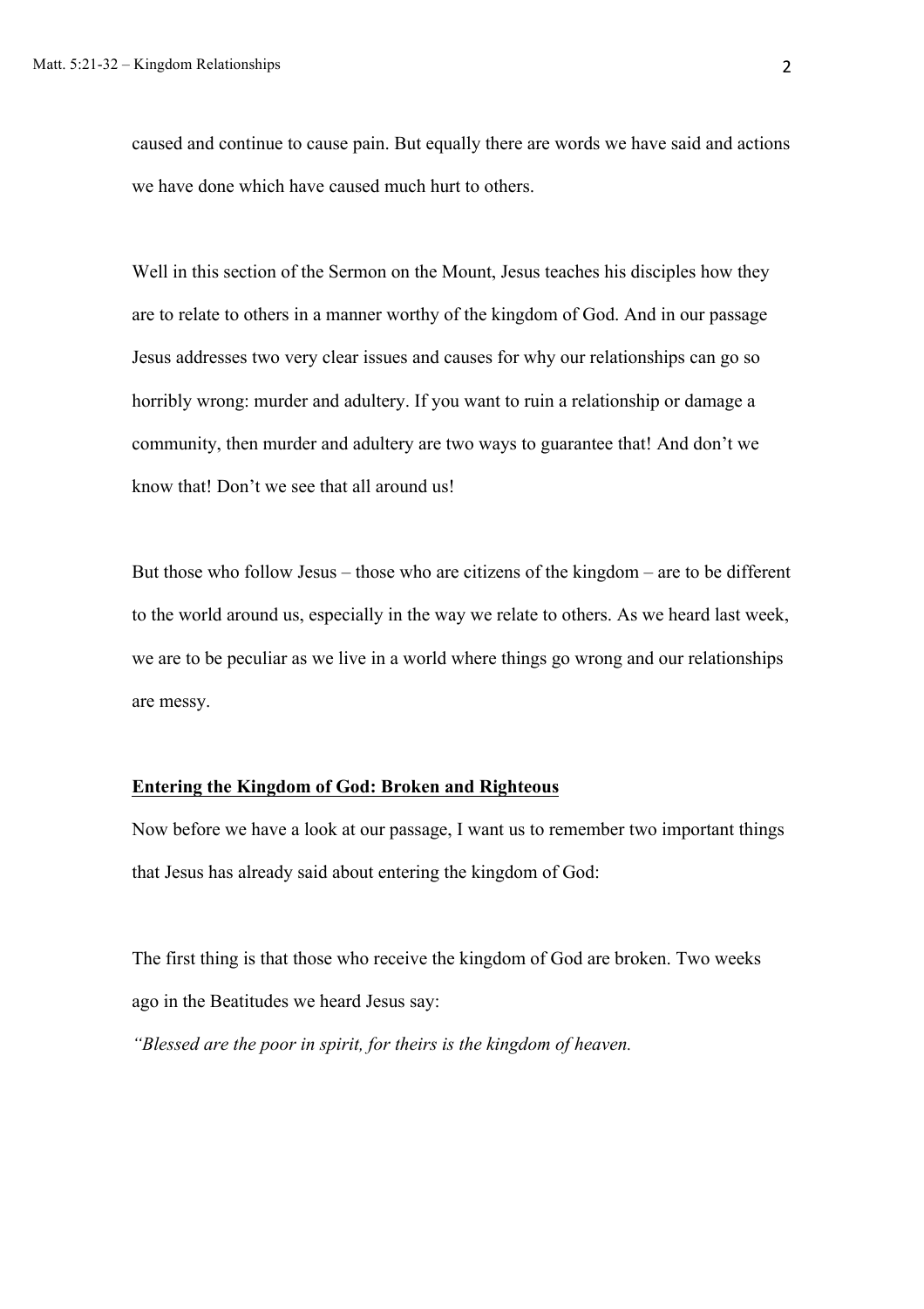caused and continue to cause pain. But equally there are words we have said and actions we have done which have caused much hurt to others.

Well in this section of the Sermon on the Mount, Jesus teaches his disciples how they are to relate to others in a manner worthy of the kingdom of God. And in our passage Jesus addresses two very clear issues and causes for why our relationships can go so horribly wrong: murder and adultery. If you want to ruin a relationship or damage a community, then murder and adultery are two ways to guarantee that! And don't we know that! Don't we see that all around us!

But those who follow Jesus – those who are citizens of the kingdom – are to be different to the world around us, especially in the way we relate to others. As we heard last week, we are to be peculiar as we live in a world where things go wrong and our relationships are messy.

**Entering the Kingdom of God: Broken and Righteous**

Now before we have a look at our passage, I want us to remember two important things that Jesus has already said about entering the kingdom of God:

The first thing is that those who receive the kingdom of God are broken. Two weeks ago in the Beatitudes we heard Jesus say:

*"Blessed are the poor in spirit, for theirs is the kingdom of heaven.*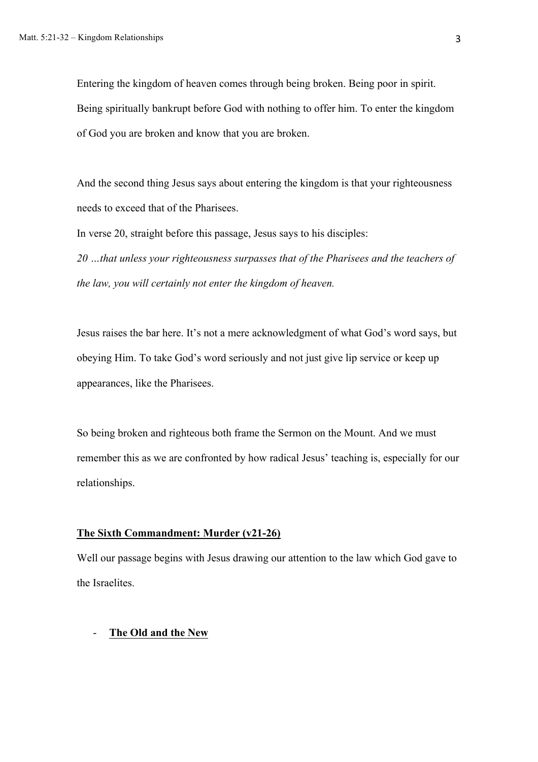Entering the kingdom of heaven comes through being broken. Being poor in spirit. Being spiritually bankrupt before God with nothing to offer him. To enter the kingdom of God you are broken and know that you are broken.

And the second thing Jesus says about entering the kingdom is that your righteousness needs to exceed that of the Pharisees.

In verse 20, straight before this passage, Jesus says to his disciples:

*20 …that unless your righteousness surpasses that of the Pharisees and the teachers of the law, you will certainly not enter the kingdom of heaven.*

Jesus raises the bar here. It's not a mere acknowledgment of what God's word says, but obeying Him. To take God's word seriously and not just give lip service or keep up appearances, like the Pharisees.

So being broken and righteous both frame the Sermon on the Mount. And we must remember this as we are confronted by how radical Jesus' teaching is, especially for our relationships.

## **The Sixth Commandment: Murder (v21-26)**

Well our passage begins with Jesus drawing our attention to the law which God gave to the Israelites.

- **The Old and the New**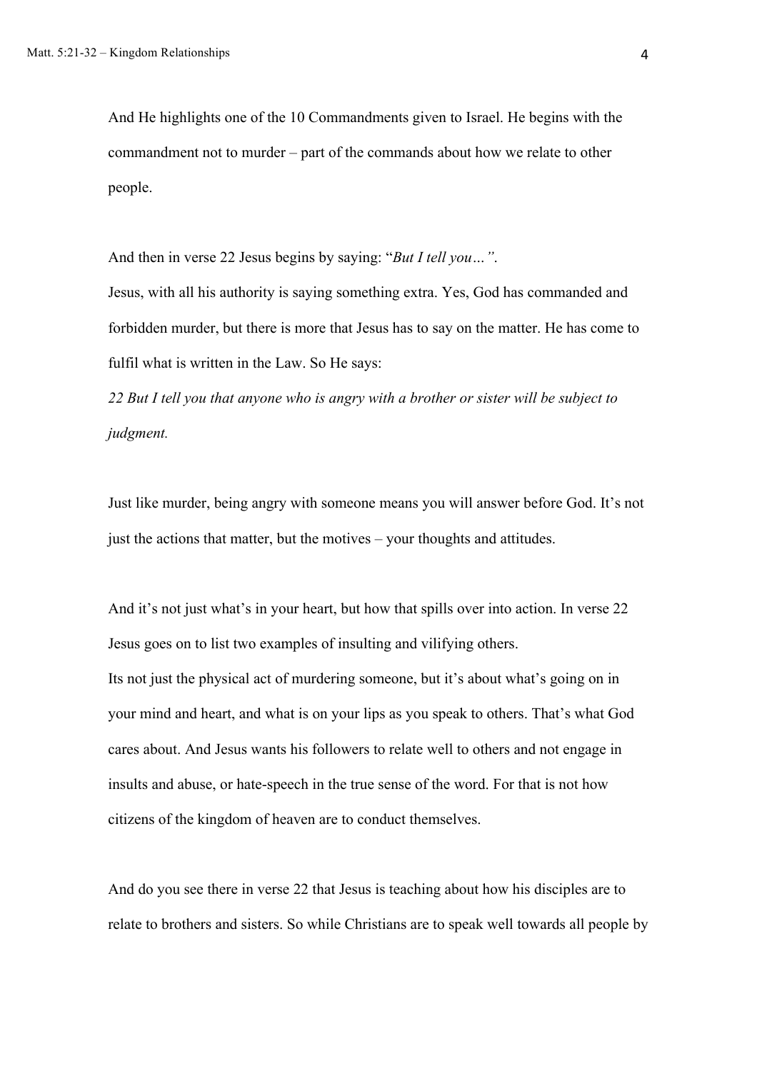And He highlights one of the 10 Commandments given to Israel. He begins with the commandment not to murder – part of the commands about how we relate to other people.

And then in verse 22 Jesus begins by saying: "*But I tell you…"*.

Jesus, with all his authority is saying something extra. Yes, God has commanded and forbidden murder, but there is more that Jesus has to say on the matter. He has come to fulfil what is written in the Law. So He says:

*22 But I tell you that anyone who is angry with a brother or sister will be subject to judgment.*

Just like murder, being angry with someone means you will answer before God. It's not just the actions that matter, but the motives – your thoughts and attitudes.

And it's not just what's in your heart, but how that spills over into action. In verse 22 Jesus goes on to list two examples of insulting and vilifying others.

Its not just the physical act of murdering someone, but it's about what's going on in your mind and heart, and what is on your lips as you speak to others. That's what God cares about. And Jesus wants his followers to relate well to others and not engage in insults and abuse, or hate-speech in the true sense of the word. For that is not how citizens of the kingdom of heaven are to conduct themselves.

And do you see there in verse 22 that Jesus is teaching about how his disciples are to relate to brothers and sisters. So while Christians are to speak well towards all people by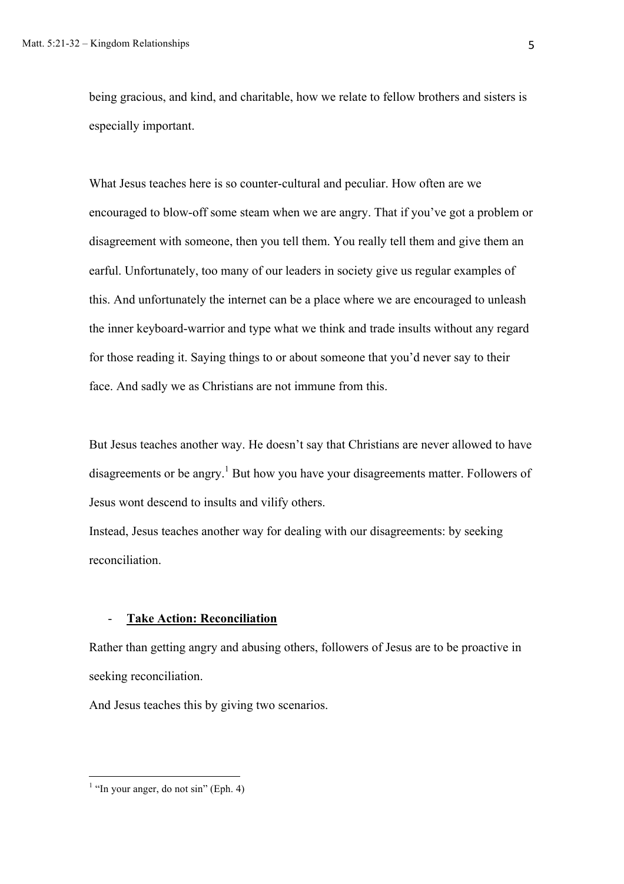being gracious, and kind, and charitable, how we relate to fellow brothers and sisters is especially important.

What Jesus teaches here is so counter-cultural and peculiar. How often are we encouraged to blow-off some steam when we are angry. That if you've got a problem or disagreement with someone, then you tell them. You really tell them and give them an earful. Unfortunately, too many of our leaders in society give us regular examples of this. And unfortunately the internet can be a place where we are encouraged to unleash the inner keyboard-warrior and type what we think and trade insults without any regard for those reading it. Saying things to or about someone that you'd never say to their face. And sadly we as Christians are not immune from this.

But Jesus teaches another way. He doesn't say that Christians are never allowed to have disagreements or be angry.[1] But how you have your disagreements matter. Followers of Jesus wont descend to insults and vilify others.

Instead, Jesus teaches another way for dealing with our disagreements: by seeking reconciliation.

- **<u>Take Action: Reconciliation</u>**

Rather than getting angry and abusing others, followers of Jesus are to be proactive in seeking reconciliation.

And Jesus teaches this by giving two scenarios.

---

[1] "In your anger, do not sin" (Eph. 4)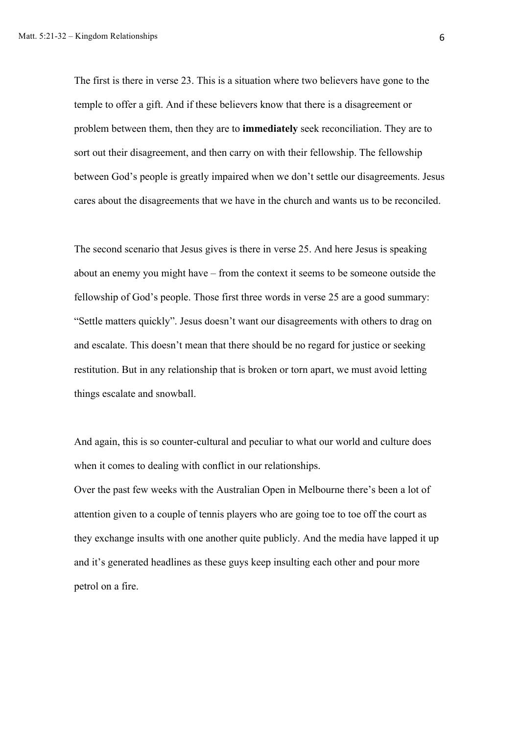The first is there in verse 23. This is a situation where two believers have gone to the temple to offer a gift. And if these believers know that there is a disagreement or problem between them, then they are to **immediately** seek reconciliation. They are to sort out their disagreement, and then carry on with their fellowship. The fellowship between God's people is greatly impaired when we don't settle our disagreements. Jesus cares about the disagreements that we have in the church and wants us to be reconciled.

The second scenario that Jesus gives is there in verse 25. And here Jesus is speaking about an enemy you might have – from the context it seems to be someone outside the fellowship of God's people. Those first three words in verse 25 are a good summary: "Settle matters quickly". Jesus doesn't want our disagreements with others to drag on and escalate. This doesn't mean that there should be no regard for justice or seeking restitution. But in any relationship that is broken or torn apart, we must avoid letting things escalate and snowball.

And again, this is so counter-cultural and peculiar to what our world and culture does when it comes to dealing with conflict in our relationships.
Over the past few weeks with the Australian Open in Melbourne there's been a lot of attention given to a couple of tennis players who are going toe to toe off the court as they exchange insults with one another quite publicly. And the media have lapped it up and it's generated headlines as these guys keep insulting each other and pour more petrol on a fire.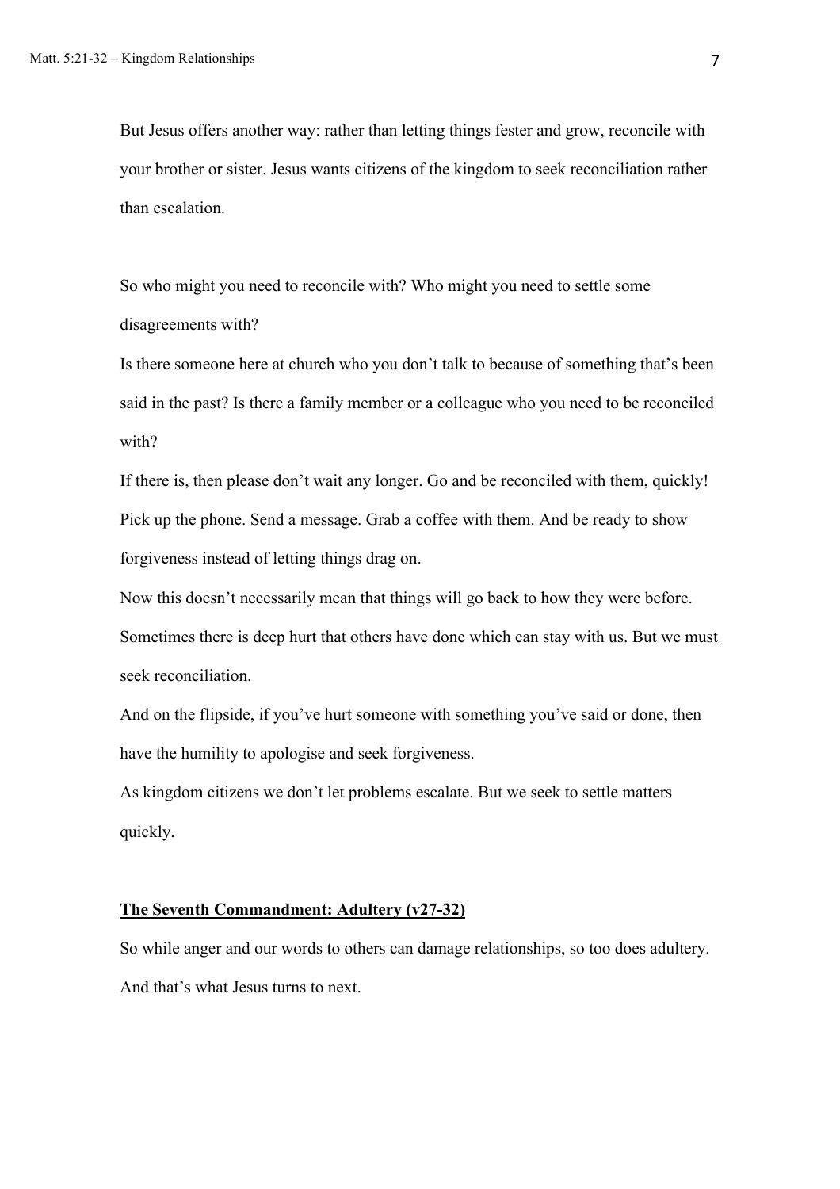But Jesus offers another way: rather than letting things fester and grow, reconcile with your brother or sister. Jesus wants citizens of the kingdom to seek reconciliation rather than escalation.

So who might you need to reconcile with? Who might you need to settle some disagreements with?

Is there someone here at church who you don't talk to because of something that's been said in the past? Is there a family member or a colleague who you need to be reconciled with?

If there is, then please don't wait any longer. Go and be reconciled with them, quickly! Pick up the phone. Send a message. Grab a coffee with them. And be ready to show forgiveness instead of letting things drag on.

Now this doesn't necessarily mean that things will go back to how they were before. Sometimes there is deep hurt that others have done which can stay with us. But we must seek reconciliation.

And on the flipside, if you've hurt someone with something you've said or done, then have the humility to apologise and seek forgiveness.

As kingdom citizens we don't let problems escalate. But we seek to settle matters quickly.

## **The Seventh Commandment: Adultery (v27-32)**

So while anger and our words to others can damage relationships, so too does adultery. And that's what Jesus turns to next.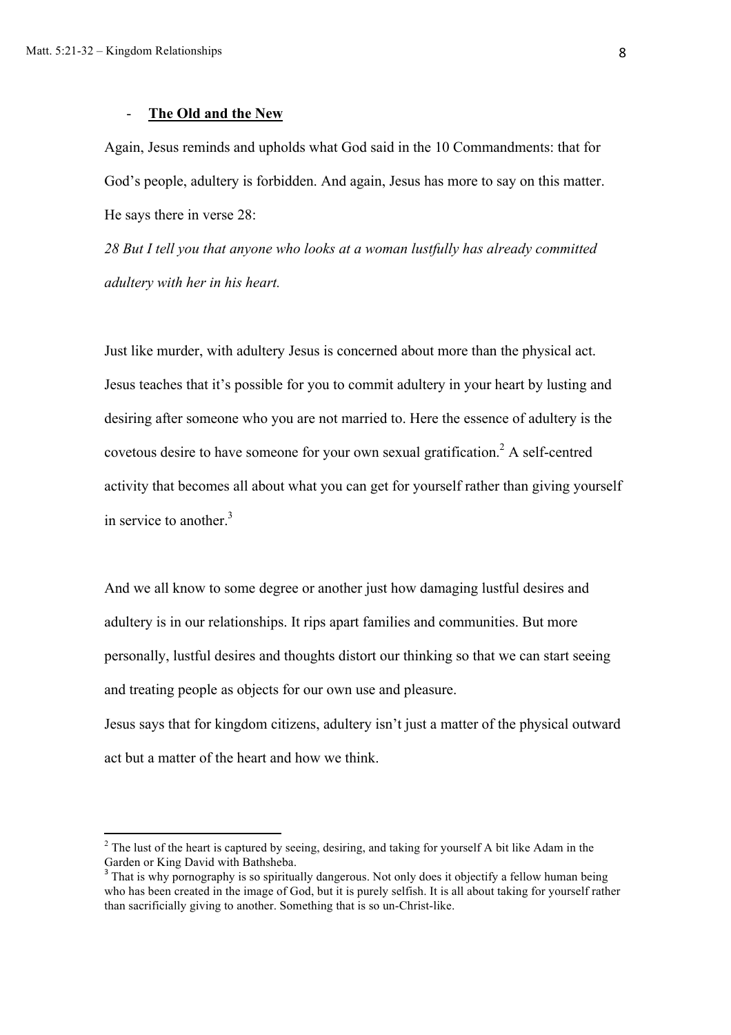- **The Old and the New**

Again, Jesus reminds and upholds what God said in the 10 Commandments: that for God's people, adultery is forbidden. And again, Jesus has more to say on this matter. He says there in verse 28:

*28 But I tell you that anyone who looks at a woman lustfully has already committed adultery with her in his heart.*

Just like murder, with adultery Jesus is concerned about more than the physical act. Jesus teaches that it's possible for you to commit adultery in your heart by lusting and desiring after someone who you are not married to. Here the essence of adultery is the covetous desire to have someone for your own sexual gratification.[2] A self-centred activity that becomes all about what you can get for yourself rather than giving yourself in service to another.[3]

And we all know to some degree or another just how damaging lustful desires and adultery is in our relationships. It rips apart families and communities. But more personally, lustful desires and thoughts distort our thinking so that we can start seeing and treating people as objects for our own use and pleasure.

Jesus says that for kingdom citizens, adultery isn't just a matter of the physical outward act but a matter of the heart and how we think.

---

[2] The lust of the heart is captured by seeing, desiring, and taking for yourself A bit like Adam in the Garden or King David with Bathsheba.

[3] That is why pornography is so spiritually dangerous. Not only does it objectify a fellow human being who has been created in the image of God, but it is purely selfish. It is all about taking for yourself rather than sacrificially giving to another. Something that is so un-Christ-like.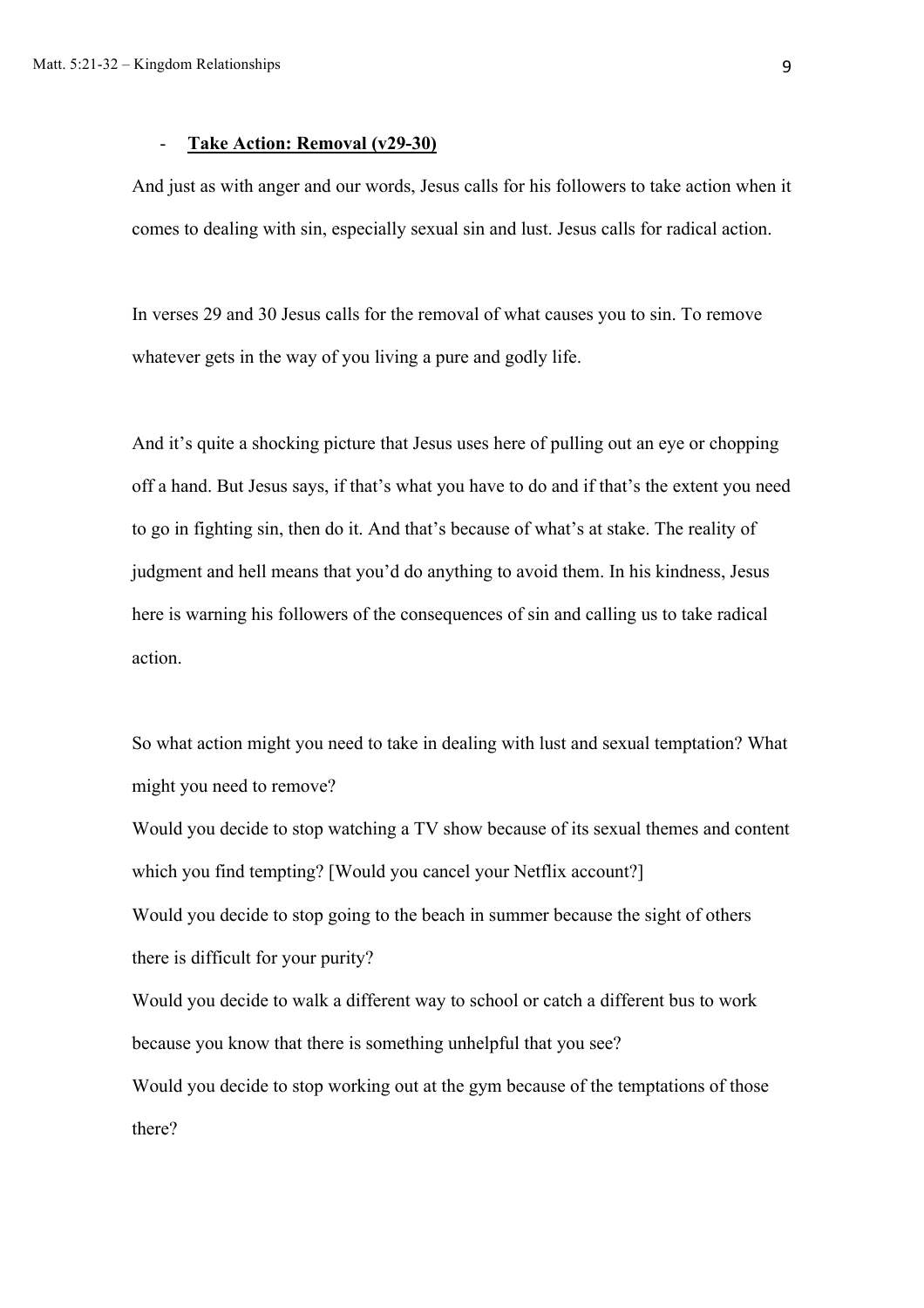- **Take Action: Removal (v29-30)**

And just as with anger and our words, Jesus calls for his followers to take action when it comes to dealing with sin, especially sexual sin and lust. Jesus calls for radical action.

In verses 29 and 30 Jesus calls for the removal of what causes you to sin. To remove whatever gets in the way of you living a pure and godly life.

And it's quite a shocking picture that Jesus uses here of pulling out an eye or chopping off a hand. But Jesus says, if that's what you have to do and if that's the extent you need to go in fighting sin, then do it. And that's because of what's at stake. The reality of judgment and hell means that you'd do anything to avoid them. In his kindness, Jesus here is warning his followers of the consequences of sin and calling us to take radical action.

So what action might you need to take in dealing with lust and sexual temptation? What might you need to remove?

Would you decide to stop watching a TV show because of its sexual themes and content which you find tempting? [Would you cancel your Netflix account?]

Would you decide to stop going to the beach in summer because the sight of others there is difficult for your purity?

Would you decide to walk a different way to school or catch a different bus to work because you know that there is something unhelpful that you see?

Would you decide to stop working out at the gym because of the temptations of those there?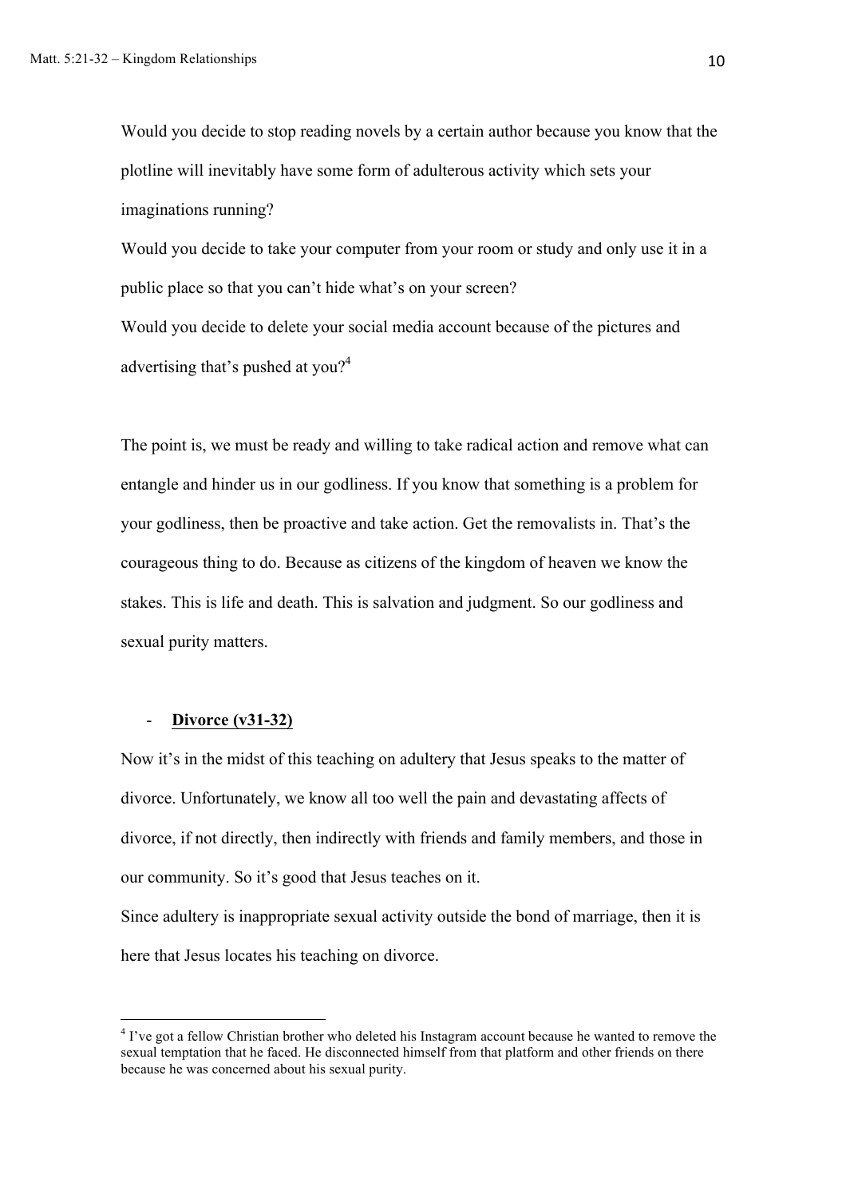Would you decide to stop reading novels by a certain author because you know that the plotline will inevitably have some form of adulterous activity which sets your imaginations running?

Would you decide to take your computer from your room or study and only use it in a public place so that you can't hide what's on your screen?

Would you decide to delete your social media account because of the pictures and advertising that's pushed at you?[4]

The point is, we must be ready and willing to take radical action and remove what can entangle and hinder us in our godliness. If you know that something is a problem for your godliness, then be proactive and take action. Get the removalists in. That's the courageous thing to do. Because as citizens of the kingdom of heaven we know the stakes. This is life and death. This is salvation and judgment. So our godliness and sexual purity matters.

- **<u>Divorce (v31-32)</u>**

Now it's in the midst of this teaching on adultery that Jesus speaks to the matter of divorce. Unfortunately, we know all too well the pain and devastating affects of divorce, if not directly, then indirectly with friends and family members, and those in our community. So it's good that Jesus teaches on it.

Since adultery is inappropriate sexual activity outside the bond of marriage, then it is here that Jesus locates his teaching on divorce.

---

[4] I've got a fellow Christian brother who deleted his Instagram account because he wanted to remove the sexual temptation that he faced. He disconnected himself from that platform and other friends on there because he was concerned about his sexual purity.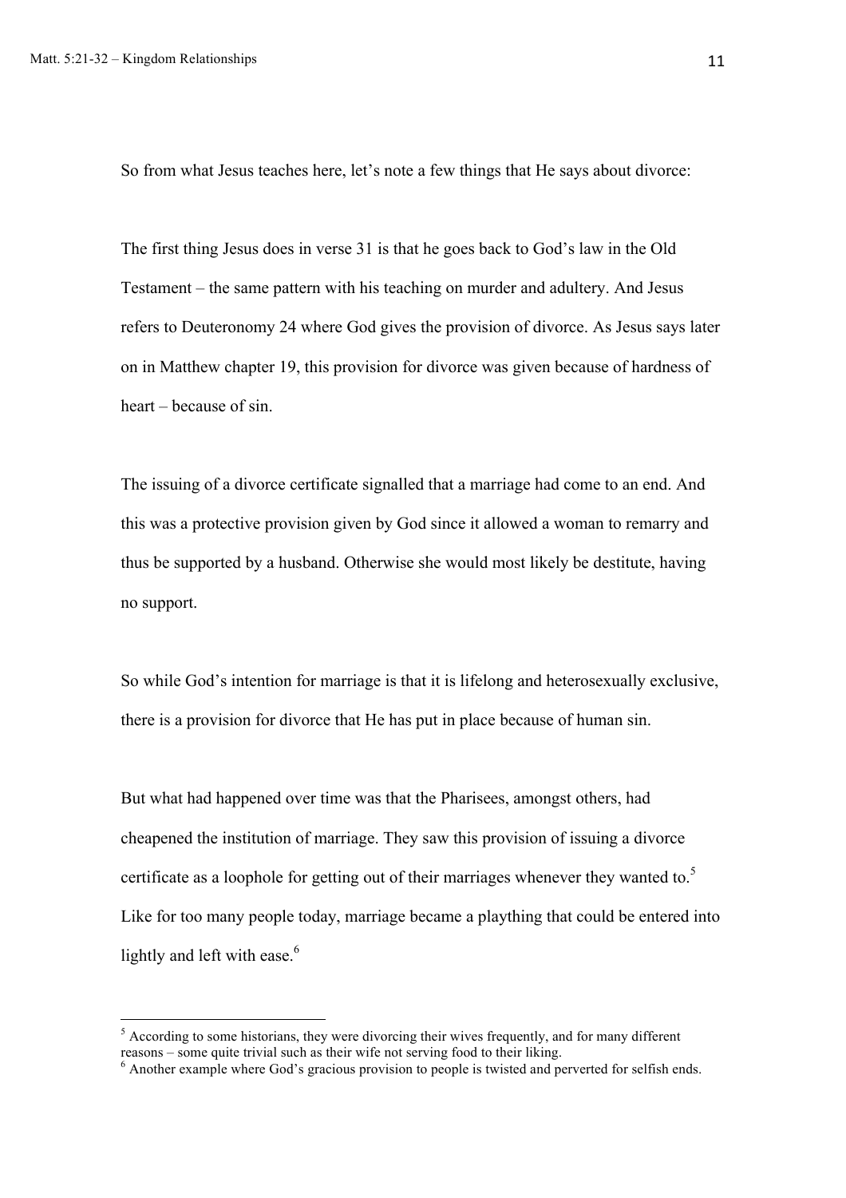So from what Jesus teaches here, let's note a few things that He says about divorce:

The first thing Jesus does in verse 31 is that he goes back to God's law in the Old Testament – the same pattern with his teaching on murder and adultery. And Jesus refers to Deuteronomy 24 where God gives the provision of divorce. As Jesus says later on in Matthew chapter 19, this provision for divorce was given because of hardness of heart – because of sin.

The issuing of a divorce certificate signalled that a marriage had come to an end. And this was a protective provision given by God since it allowed a woman to remarry and thus be supported by a husband. Otherwise she would most likely be destitute, having no support.

So while God's intention for marriage is that it is lifelong and heterosexually exclusive, there is a provision for divorce that He has put in place because of human sin.

But what had happened over time was that the Pharisees, amongst others, had cheapened the institution of marriage. They saw this provision of issuing a divorce certificate as a loophole for getting out of their marriages whenever they wanted to.[5] Like for too many people today, marriage became a plaything that could be entered into lightly and left with ease.[6]

---

[5] According to some historians, they were divorcing their wives frequently, and for many different reasons – some quite trivial such as their wife not serving food to their liking.

[6] Another example where God's gracious provision to people is twisted and perverted for selfish ends.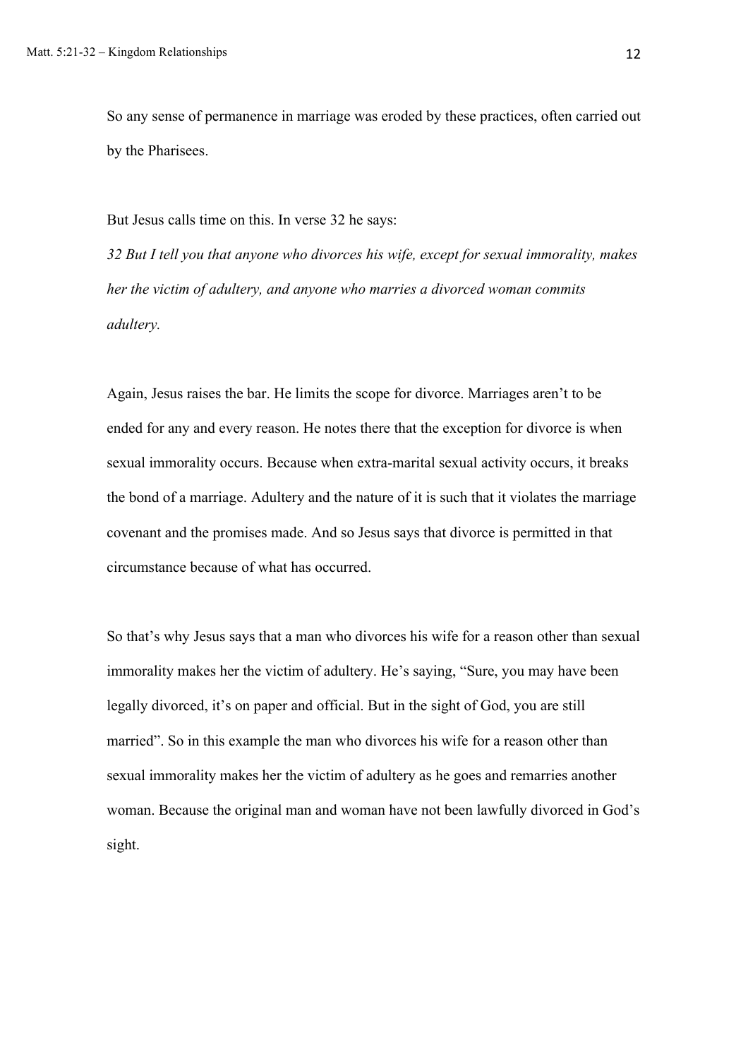So any sense of permanence in marriage was eroded by these practices, often carried out by the Pharisees.

But Jesus calls time on this. In verse 32 he says:

*32 But I tell you that anyone who divorces his wife, except for sexual immorality, makes her the victim of adultery, and anyone who marries a divorced woman commits adultery.*

Again, Jesus raises the bar. He limits the scope for divorce. Marriages aren't to be ended for any and every reason. He notes there that the exception for divorce is when sexual immorality occurs. Because when extra-marital sexual activity occurs, it breaks the bond of a marriage. Adultery and the nature of it is such that it violates the marriage covenant and the promises made. And so Jesus says that divorce is permitted in that circumstance because of what has occurred.

So that's why Jesus says that a man who divorces his wife for a reason other than sexual immorality makes her the victim of adultery. He's saying, "Sure, you may have been legally divorced, it's on paper and official. But in the sight of God, you are still married". So in this example the man who divorces his wife for a reason other than sexual immorality makes her the victim of adultery as he goes and remarries another woman. Because the original man and woman have not been lawfully divorced in God's sight.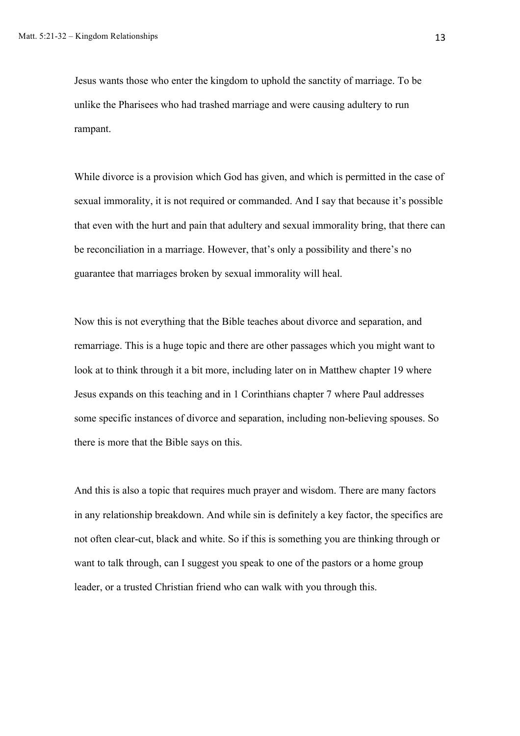Jesus wants those who enter the kingdom to uphold the sanctity of marriage. To be unlike the Pharisees who had trashed marriage and were causing adultery to run rampant.

While divorce is a provision which God has given, and which is permitted in the case of sexual immorality, it is not required or commanded. And I say that because it's possible that even with the hurt and pain that adultery and sexual immorality bring, that there can be reconciliation in a marriage. However, that's only a possibility and there's no guarantee that marriages broken by sexual immorality will heal.

Now this is not everything that the Bible teaches about divorce and separation, and remarriage. This is a huge topic and there are other passages which you might want to look at to think through it a bit more, including later on in Matthew chapter 19 where Jesus expands on this teaching and in 1 Corinthians chapter 7 where Paul addresses some specific instances of divorce and separation, including non-believing spouses. So there is more that the Bible says on this.

And this is also a topic that requires much prayer and wisdom. There are many factors in any relationship breakdown. And while sin is definitely a key factor, the specifics are not often clear-cut, black and white. So if this is something you are thinking through or want to talk through, can I suggest you speak to one of the pastors or a home group leader, or a trusted Christian friend who can walk with you through this.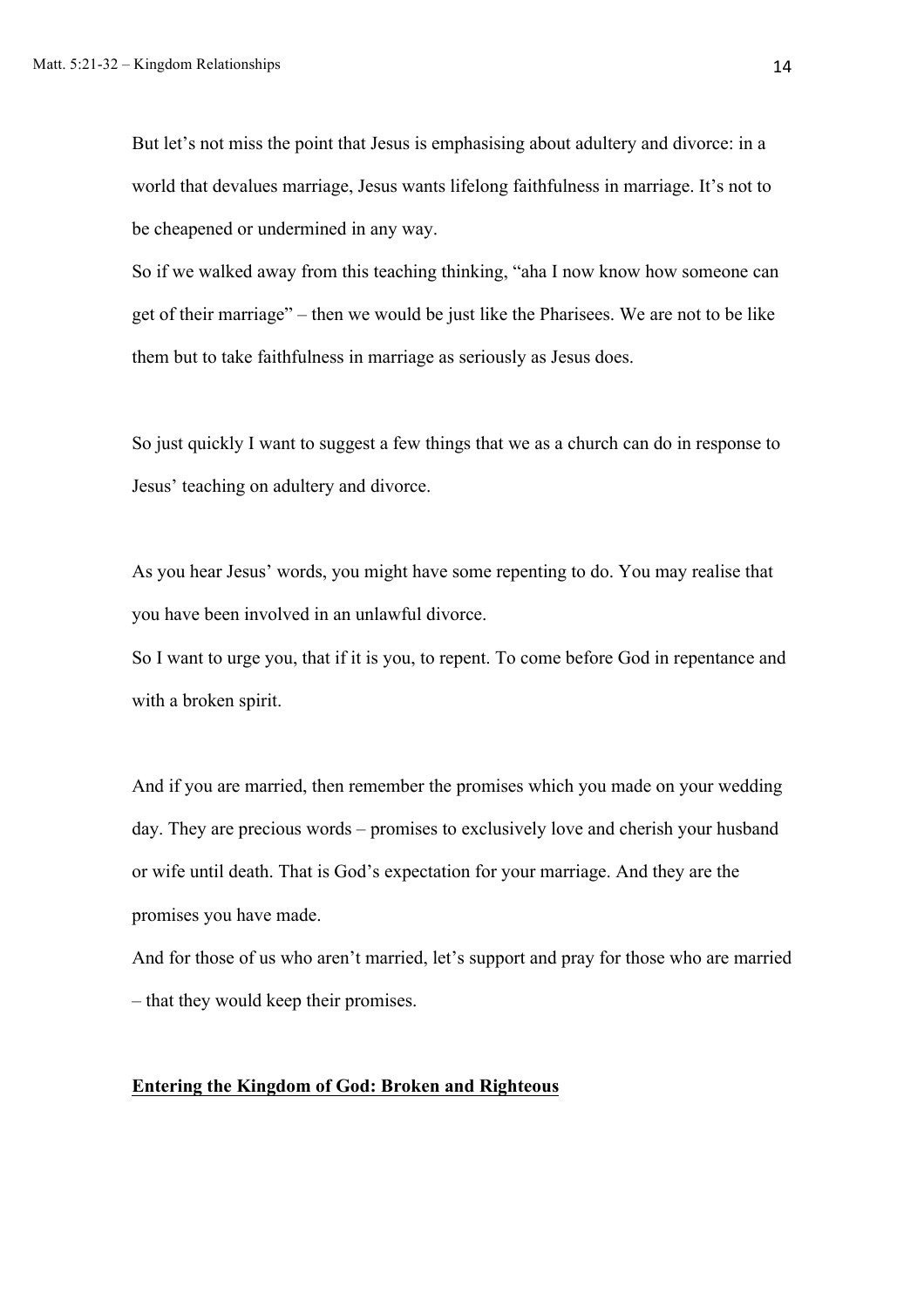But let's not miss the point that Jesus is emphasising about adultery and divorce: in a world that devalues marriage, Jesus wants lifelong faithfulness in marriage. It's not to be cheapened or undermined in any way.

So if we walked away from this teaching thinking, "aha I now know how someone can get of their marriage" – then we would be just like the Pharisees. We are not to be like them but to take faithfulness in marriage as seriously as Jesus does.

So just quickly I want to suggest a few things that we as a church can do in response to Jesus' teaching on adultery and divorce.

As you hear Jesus' words, you might have some repenting to do. You may realise that you have been involved in an unlawful divorce.

So I want to urge you, that if it is you, to repent. To come before God in repentance and with a broken spirit.

And if you are married, then remember the promises which you made on your wedding day. They are precious words – promises to exclusively love and cherish your husband or wife until death. That is God's expectation for your marriage. And they are the promises you have made.

And for those of us who aren't married, let's support and pray for those who are married – that they would keep their promises.

## **Entering the Kingdom of God: Broken and Righteous**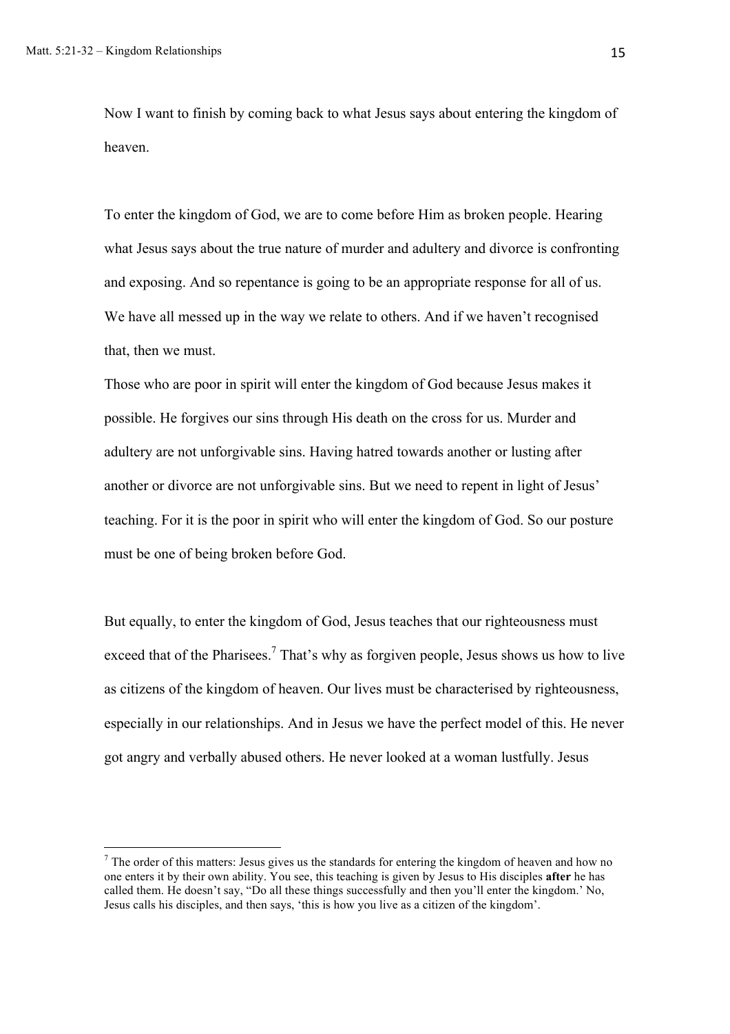Now I want to finish by coming back to what Jesus says about entering the kingdom of heaven.

To enter the kingdom of God, we are to come before Him as broken people. Hearing what Jesus says about the true nature of murder and adultery and divorce is confronting and exposing. And so repentance is going to be an appropriate response for all of us. We have all messed up in the way we relate to others. And if we haven't recognised that, then we must.

Those who are poor in spirit will enter the kingdom of God because Jesus makes it possible. He forgives our sins through His death on the cross for us. Murder and adultery are not unforgivable sins. Having hatred towards another or lusting after another or divorce are not unforgivable sins. But we need to repent in light of Jesus' teaching. For it is the poor in spirit who will enter the kingdom of God. So our posture must be one of being broken before God.

But equally, to enter the kingdom of God, Jesus teaches that our righteousness must exceed that of the Pharisees.[7] That's why as forgiven people, Jesus shows us how to live as citizens of the kingdom of heaven. Our lives must be characterised by righteousness, especially in our relationships. And in Jesus we have the perfect model of this. He never got angry and verbally abused others. He never looked at a woman lustfully. Jesus

---

[7] The order of this matters: Jesus gives us the standards for entering the kingdom of heaven and how no one enters it by their own ability. You see, this teaching is given by Jesus to His disciples **after** he has called them. He doesn't say, "Do all these things successfully and then you'll enter the kingdom.' No, Jesus calls his disciples, and then says, 'this is how you live as a citizen of the kingdom'.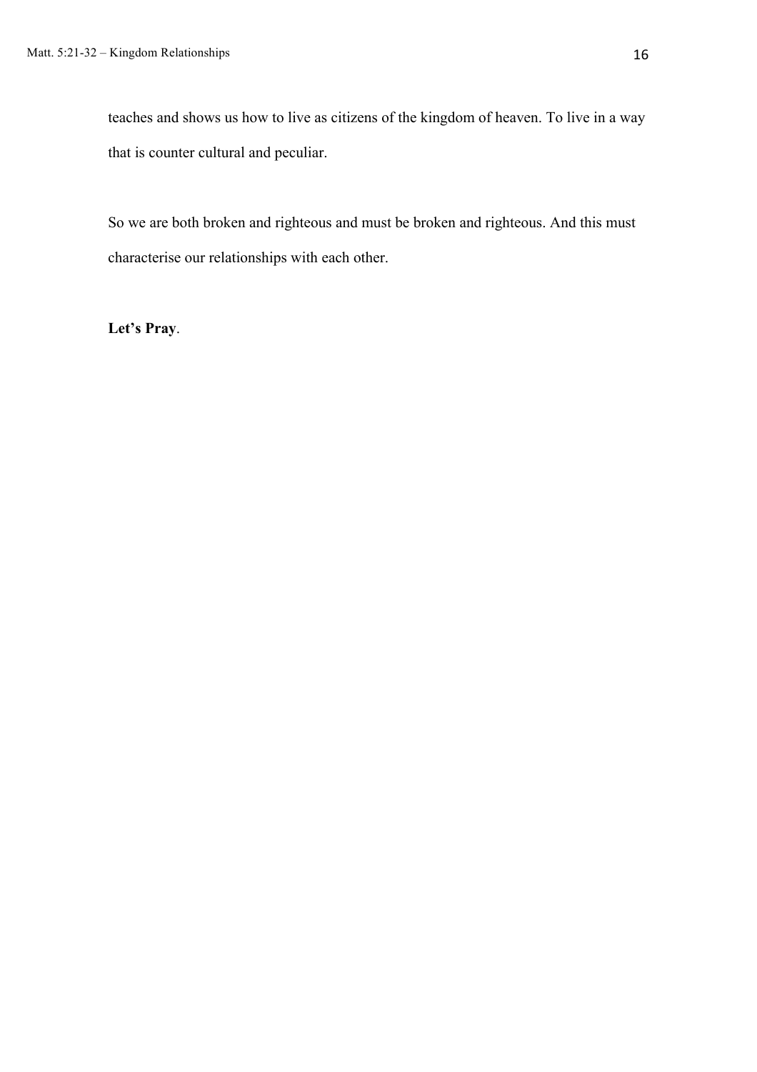teaches and shows us how to live as citizens of the kingdom of heaven. To live in a way that is counter cultural and peculiar.

So we are both broken and righteous and must be broken and righteous. And this must characterise our relationships with each other.

**Let's Pray**.